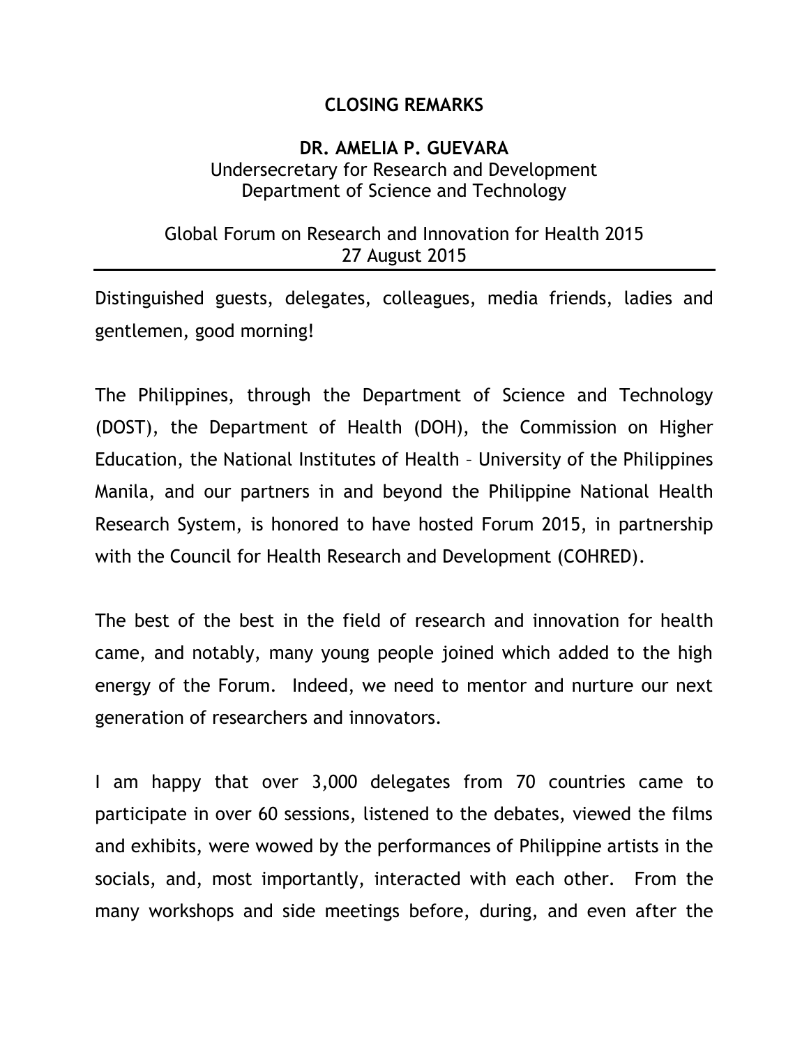# CLOSING REMARKS

## DR. AMELIA P. GUEVARA

Undersecretary for Research and Development
Department of Science and Technology

Global Forum on Research and Innovation for Health 2015
27 August 2015

---

Distinguished guests, delegates, colleagues, media friends, ladies and gentlemen, good morning!

The Philippines, through the Department of Science and Technology (DOST), the Department of Health (DOH), the Commission on Higher Education, the National Institutes of Health – University of the Philippines Manila, and our partners in and beyond the Philippine National Health Research System, is honored to have hosted Forum 2015, in partnership with the Council for Health Research and Development (COHRED).

The best of the best in the field of research and innovation for health came, and notably, many young people joined which added to the high energy of the Forum. Indeed, we need to mentor and nurture our next generation of researchers and innovators.

I am happy that over 3,000 delegates from 70 countries came to participate in over 60 sessions, listened to the debates, viewed the films and exhibits, were wowed by the performances of Philippine artists in the socials, and, most importantly, interacted with each other. From the many workshops and side meetings before, during, and even after the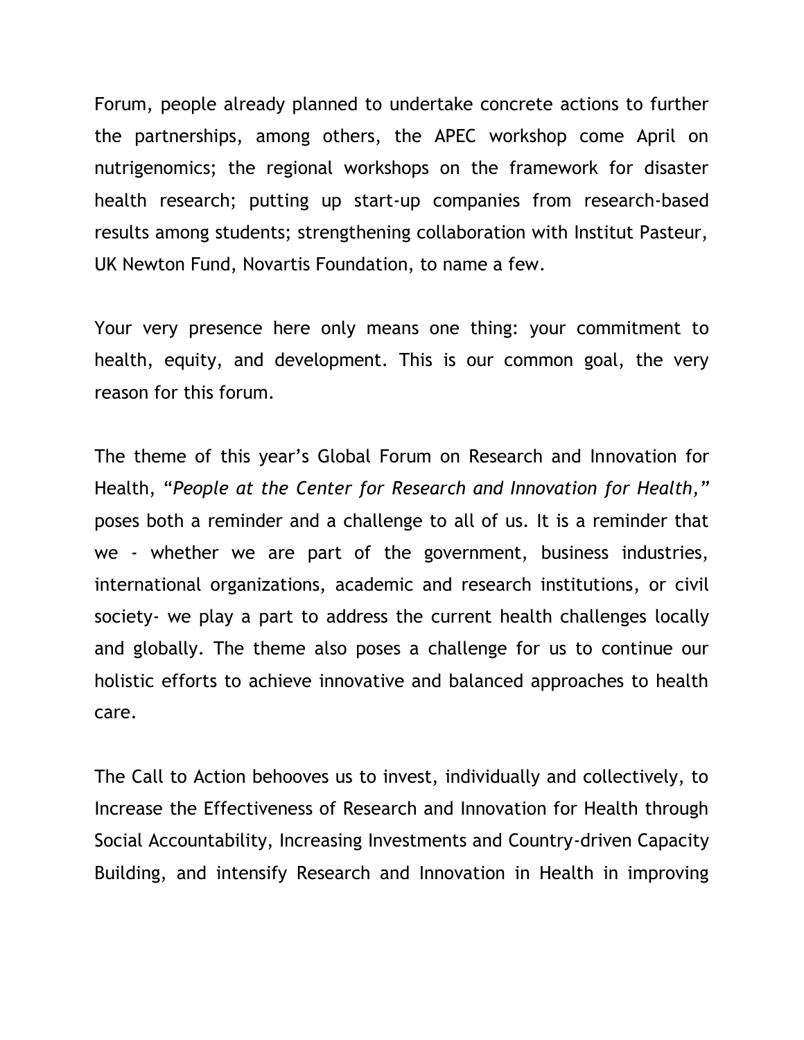Forum, people already planned to undertake concrete actions to further the partnerships, among others, the APEC workshop come April on nutrigenomics; the regional workshops on the framework for disaster health research; putting up start-up companies from research-based results among students; strengthening collaboration with Institut Pasteur, UK Newton Fund, Novartis Foundation, to name a few.

Your very presence here only means one thing: your commitment to health, equity, and development. This is our common goal, the very reason for this forum.

The theme of this year's Global Forum on Research and Innovation for Health, "*People at the Center for Research and Innovation for Health,*" poses both a reminder and a challenge to all of us. It is a reminder that we - whether we are part of the government, business industries, international organizations, academic and research institutions, or civil society- we play a part to address the current health challenges locally and globally. The theme also poses a challenge for us to continue our holistic efforts to achieve innovative and balanced approaches to health care.

The Call to Action behooves us to invest, individually and collectively, to Increase the Effectiveness of Research and Innovation for Health through Social Accountability, Increasing Investments and Country-driven Capacity Building, and intensify Research and Innovation in Health in improving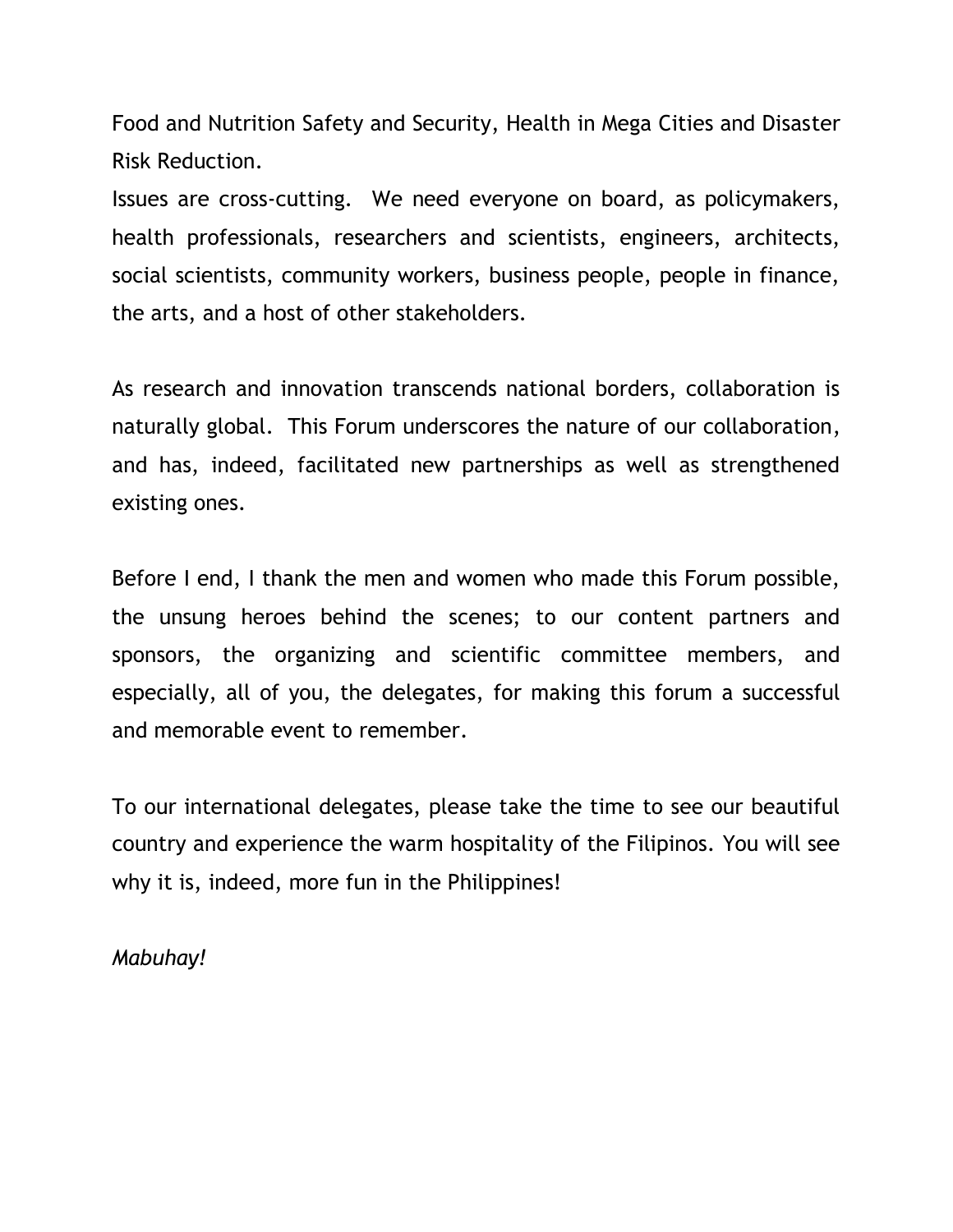Food and Nutrition Safety and Security, Health in Mega Cities and Disaster Risk Reduction.
Issues are cross-cutting. We need everyone on board, as policymakers, health professionals, researchers and scientists, engineers, architects, social scientists, community workers, business people, people in finance, the arts, and a host of other stakeholders.

As research and innovation transcends national borders, collaboration is naturally global. This Forum underscores the nature of our collaboration, and has, indeed, facilitated new partnerships as well as strengthened existing ones.

Before I end, I thank the men and women who made this Forum possible, the unsung heroes behind the scenes; to our content partners and sponsors, the organizing and scientific committee members, and especially, all of you, the delegates, for making this forum a successful and memorable event to remember.

To our international delegates, please take the time to see our beautiful country and experience the warm hospitality of the Filipinos. You will see why it is, indeed, more fun in the Philippines!

*Mabuhay!*